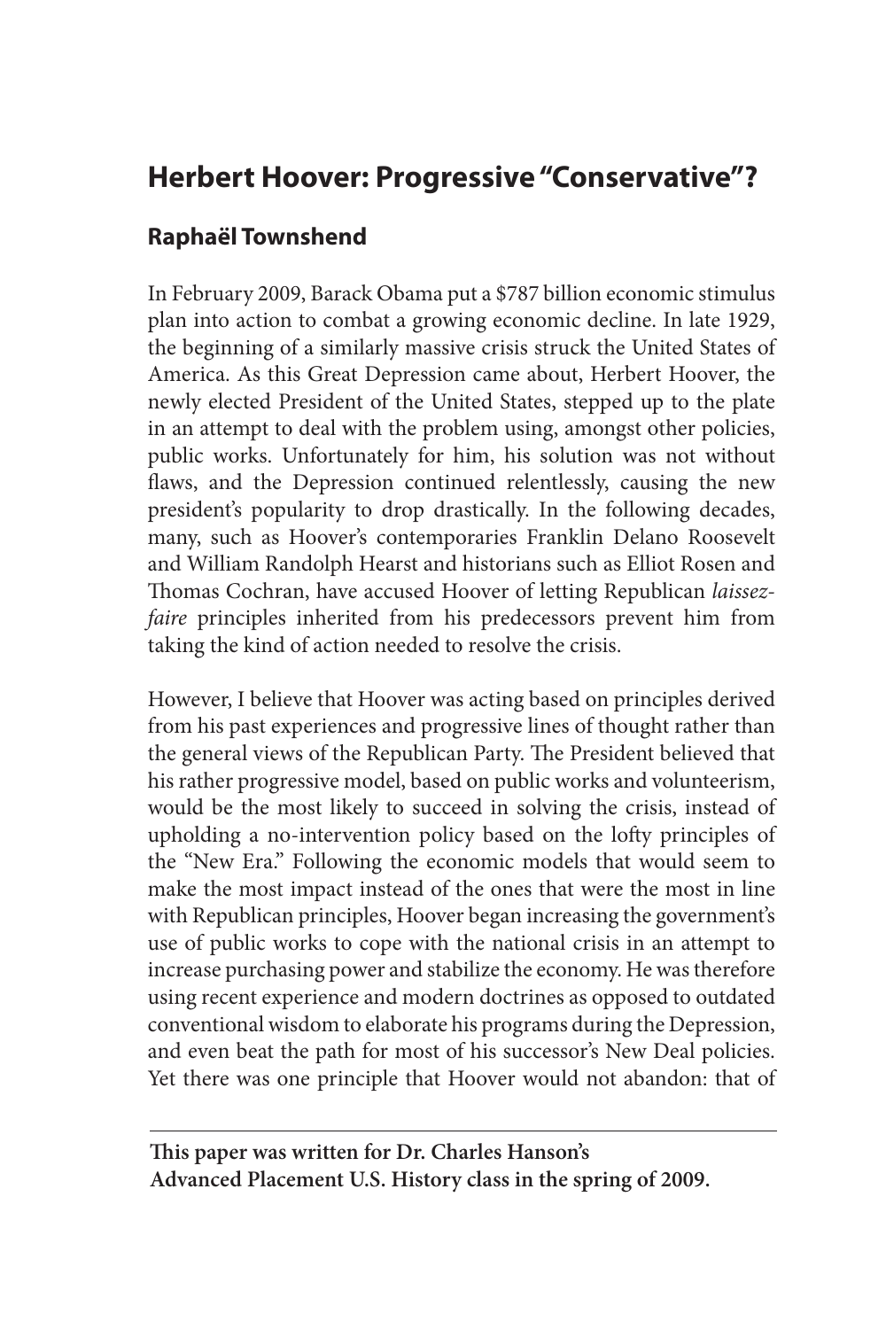# Herbert Hoover: Progressive "Conservative"?

## Raphaël Townshend

In February 2009, Barack Obama put a $787 billion economic stimulus plan into action to combat a growing economic decline. In late 1929, the beginning of a similarly massive crisis struck the United States of America. As this Great Depression came about, Herbert Hoover, the newly elected President of the United States, stepped up to the plate in an attempt to deal with the problem using, amongst other policies, public works. Unfortunately for him, his solution was not without flaws, and the Depression continued relentlessly, causing the new president's popularity to drop drastically. In the following decades, many, such as Hoover's contemporaries Franklin Delano Roosevelt and William Randolph Hearst and historians such as Elliot Rosen and Thomas Cochran, have accused Hoover of letting Republican *laissez-faire* principles inherited from his predecessors prevent him from taking the kind of action needed to resolve the crisis.

However, I believe that Hoover was acting based on principles derived from his past experiences and progressive lines of thought rather than the general views of the Republican Party. The President believed that his rather progressive model, based on public works and volunteerism, would be the most likely to succeed in solving the crisis, instead of upholding a no-intervention policy based on the lofty principles of the "New Era." Following the economic models that would seem to make the most impact instead of the ones that were the most in line with Republican principles, Hoover began increasing the government's use of public works to cope with the national crisis in an attempt to increase purchasing power and stabilize the economy. He was therefore using recent experience and modern doctrines as opposed to outdated conventional wisdom to elaborate his programs during the Depression, and even beat the path for most of his successor's New Deal policies. Yet there was one principle that Hoover would not abandon: that of

**This paper was written for Dr. Charles Hanson's Advanced Placement U.S. History class in the spring of 2009.**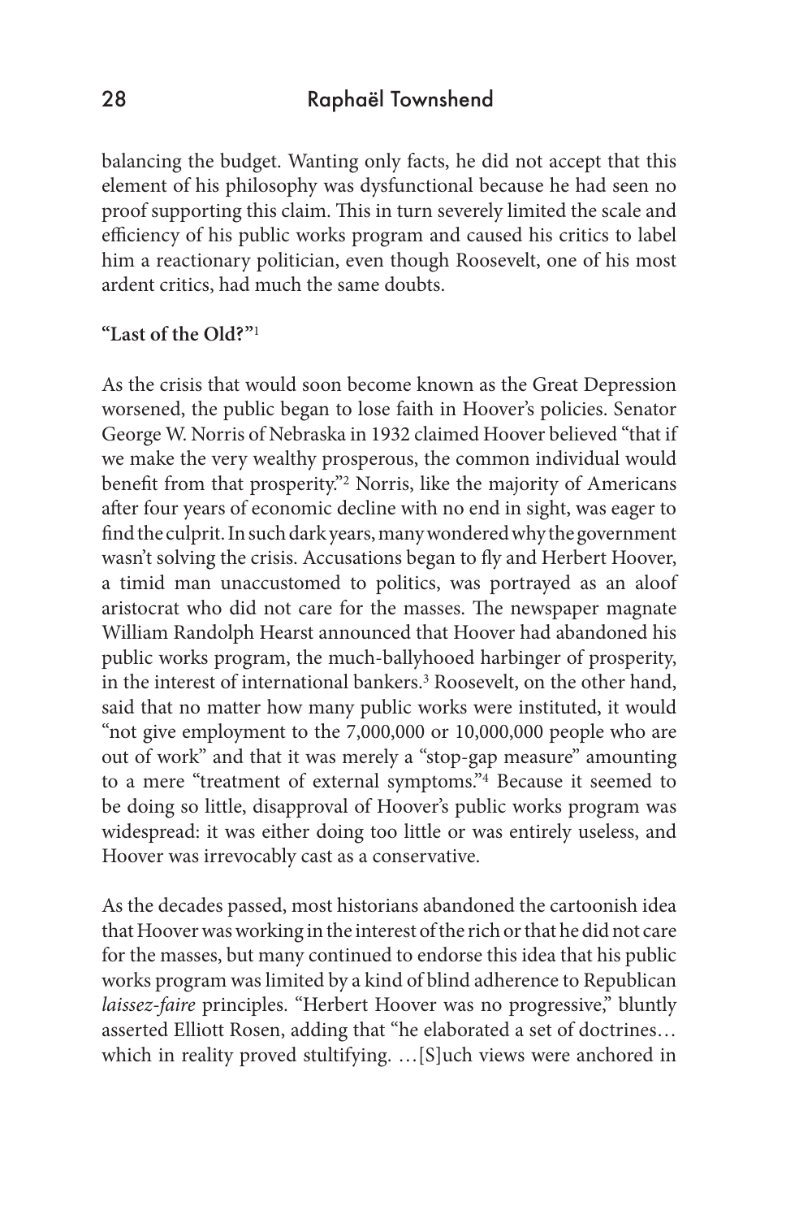balancing the budget. Wanting only facts, he did not accept that this element of his philosophy was dysfunctional because he had seen no proof supporting this claim. This in turn severely limited the scale and efficiency of his public works program and caused his critics to label him a reactionary politician, even though Roosevelt, one of his most ardent critics, had much the same doubts.

### "Last of the Old?"[1]

As the crisis that would soon become known as the Great Depression worsened, the public began to lose faith in Hoover's policies. Senator George W. Norris of Nebraska in 1932 claimed Hoover believed "that if we make the very wealthy prosperous, the common individual would benefit from that prosperity."[2] Norris, like the majority of Americans after four years of economic decline with no end in sight, was eager to find the culprit. In such dark years, many wondered why the government wasn't solving the crisis. Accusations began to fly and Herbert Hoover, a timid man unaccustomed to politics, was portrayed as an aloof aristocrat who did not care for the masses. The newspaper magnate William Randolph Hearst announced that Hoover had abandoned his public works program, the much-ballyhooed harbinger of prosperity, in the interest of international bankers.[3] Roosevelt, on the other hand, said that no matter how many public works were instituted, it would "not give employment to the 7,000,000 or 10,000,000 people who are out of work" and that it was merely a "stop-gap measure" amounting to a mere "treatment of external symptoms."[4] Because it seemed to be doing so little, disapproval of Hoover's public works program was widespread: it was either doing too little or was entirely useless, and Hoover was irrevocably cast as a conservative.

As the decades passed, most historians abandoned the cartoonish idea that Hoover was working in the interest of the rich or that he did not care for the masses, but many continued to endorse this idea that his public works program was limited by a kind of blind adherence to Republican *laissez-faire* principles. "Herbert Hoover was no progressive," bluntly asserted Elliott Rosen, adding that "he elaborated a set of doctrines… which in reality proved stultifying. …[S]uch views were anchored in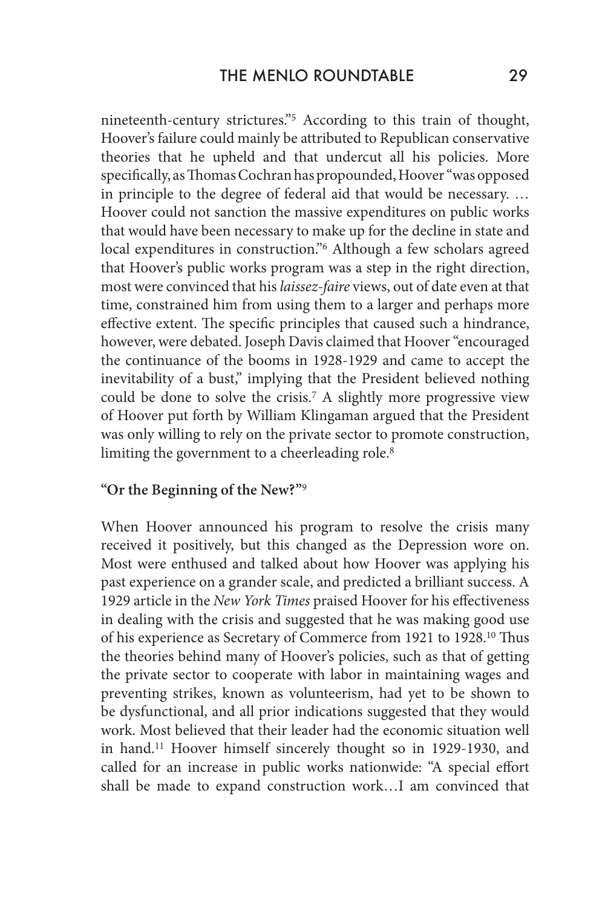nineteenth-century strictures."[5] According to this train of thought, Hoover's failure could mainly be attributed to Republican conservative theories that he upheld and that undercut all his policies. More specifically, as Thomas Cochran has propounded, Hoover "was opposed in principle to the degree of federal aid that would be necessary. … Hoover could not sanction the massive expenditures on public works that would have been necessary to make up for the decline in state and local expenditures in construction."[6] Although a few scholars agreed that Hoover's public works program was a step in the right direction, most were convinced that his *laissez-faire* views, out of date even at that time, constrained him from using them to a larger and perhaps more effective extent. The specific principles that caused such a hindrance, however, were debated. Joseph Davis claimed that Hoover "encouraged the continuance of the booms in 1928-1929 and came to accept the inevitability of a bust," implying that the President believed nothing could be done to solve the crisis.[7] A slightly more progressive view of Hoover put forth by William Klingaman argued that the President was only willing to rely on the private sector to promote construction, limiting the government to a cheerleading role.[8]

**"Or the Beginning of the New?"[9]**

When Hoover announced his program to resolve the crisis many received it positively, but this changed as the Depression wore on. Most were enthused and talked about how Hoover was applying his past experience on a grander scale, and predicted a brilliant success. A 1929 article in the *New York Times* praised Hoover for his effectiveness in dealing with the crisis and suggested that he was making good use of his experience as Secretary of Commerce from 1921 to 1928.[10] Thus the theories behind many of Hoover's policies, such as that of getting the private sector to cooperate with labor in maintaining wages and preventing strikes, known as volunteerism, had yet to be shown to be dysfunctional, and all prior indications suggested that they would work. Most believed that their leader had the economic situation well in hand.[11] Hoover himself sincerely thought so in 1929-1930, and called for an increase in public works nationwide: "A special effort shall be made to expand construction work…I am convinced that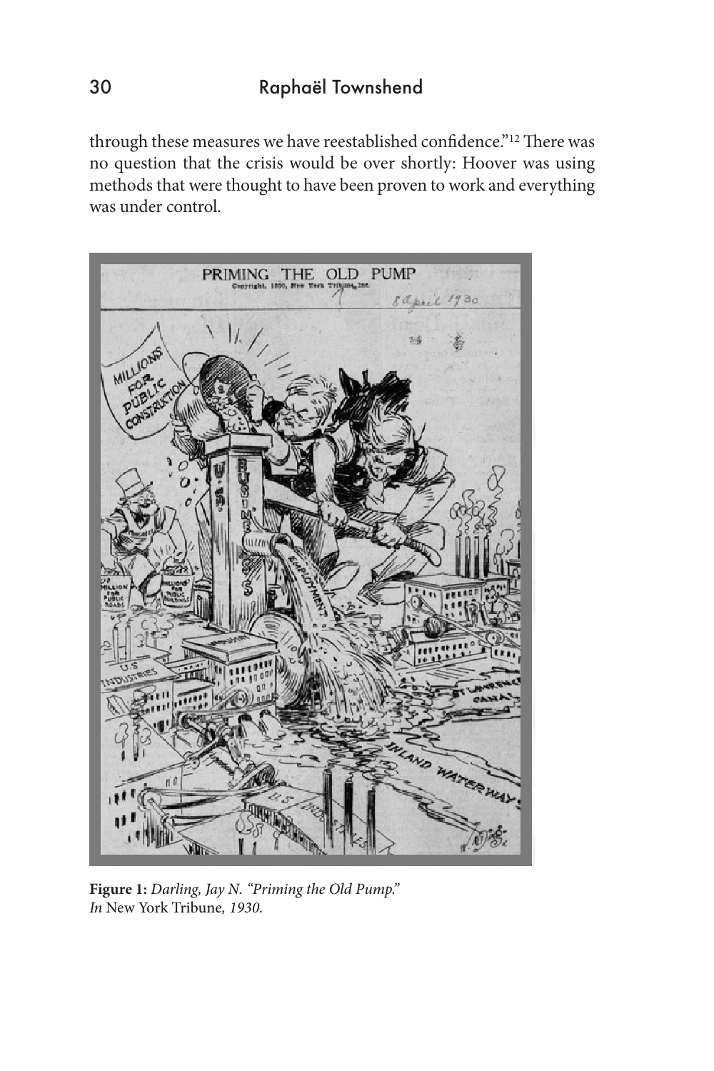through these measures we have reestablished confidence."[12] There was no question that the crisis would be over shortly: Hoover was using methods that were thought to have been proven to work and everything was under control.

**Figure 1:** *Darling, Jay N. "Priming the Old Pump." In* New York Tribune*, 1930.*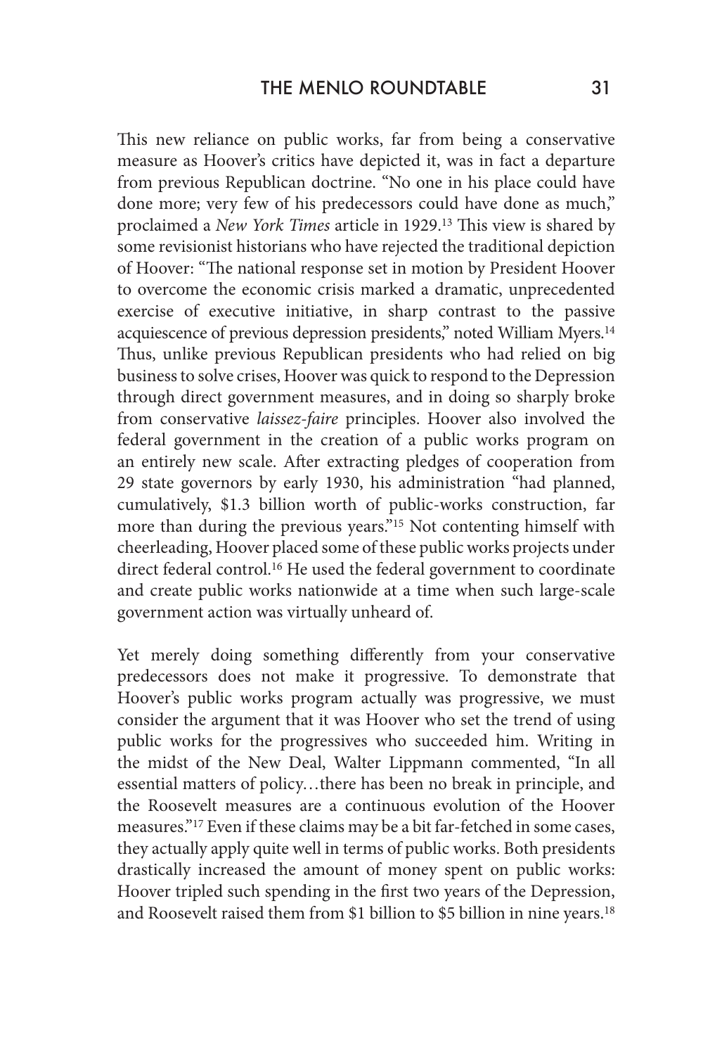This new reliance on public works, far from being a conservative measure as Hoover's critics have depicted it, was in fact a departure from previous Republican doctrine. "No one in his place could have done more; very few of his predecessors could have done as much," proclaimed a *New York Times* article in 1929.[13] This view is shared by some revisionist historians who have rejected the traditional depiction of Hoover: "The national response set in motion by President Hoover to overcome the economic crisis marked a dramatic, unprecedented exercise of executive initiative, in sharp contrast to the passive acquiescence of previous depression presidents," noted William Myers.[14] Thus, unlike previous Republican presidents who had relied on big business to solve crises, Hoover was quick to respond to the Depression through direct government measures, and in doing so sharply broke from conservative *laissez-faire* principles. Hoover also involved the federal government in the creation of a public works program on an entirely new scale. After extracting pledges of cooperation from 29 state governors by early 1930, his administration "had planned, cumulatively, $1.3 billion worth of public-works construction, far more than during the previous years."[15] Not contenting himself with cheerleading, Hoover placed some of these public works projects under direct federal control.[16] He used the federal government to coordinate and create public works nationwide at a time when such large-scale government action was virtually unheard of.

Yet merely doing something differently from your conservative predecessors does not make it progressive. To demonstrate that Hoover's public works program actually was progressive, we must consider the argument that it was Hoover who set the trend of using public works for the progressives who succeeded him. Writing in the midst of the New Deal, Walter Lippmann commented, "In all essential matters of policy…there has been no break in principle, and the Roosevelt measures are a continuous evolution of the Hoover measures."[17] Even if these claims may be a bit far-fetched in some cases, they actually apply quite well in terms of public works. Both presidents drastically increased the amount of money spent on public works: Hoover tripled such spending in the first two years of the Depression, and Roosevelt raised them from $1 billion to $5 billion in nine years.[18]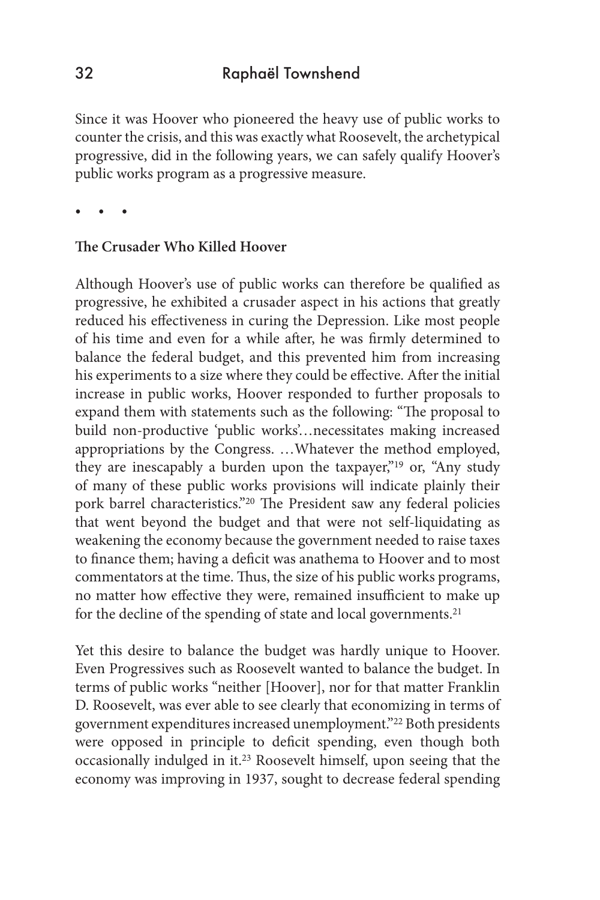Since it was Hoover who pioneered the heavy use of public works to counter the crisis, and this was exactly what Roosevelt, the archetypical progressive, did in the following years, we can safely qualify Hoover's public works program as a progressive measure.

• • •

**The Crusader Who Killed Hoover**

Although Hoover's use of public works can therefore be qualified as progressive, he exhibited a crusader aspect in his actions that greatly reduced his effectiveness in curing the Depression. Like most people of his time and even for a while after, he was firmly determined to balance the federal budget, and this prevented him from increasing his experiments to a size where they could be effective. After the initial increase in public works, Hoover responded to further proposals to expand them with statements such as the following: "The proposal to build non-productive 'public works'…necessitates making increased appropriations by the Congress. …Whatever the method employed, they are inescapably a burden upon the taxpayer,"[19] or, "Any study of many of these public works provisions will indicate plainly their pork barrel characteristics."[20] The President saw any federal policies that went beyond the budget and that were not self-liquidating as weakening the economy because the government needed to raise taxes to finance them; having a deficit was anathema to Hoover and to most commentators at the time. Thus, the size of his public works programs, no matter how effective they were, remained insufficient to make up for the decline of the spending of state and local governments.[21]

Yet this desire to balance the budget was hardly unique to Hoover. Even Progressives such as Roosevelt wanted to balance the budget. In terms of public works "neither [Hoover], nor for that matter Franklin D. Roosevelt, was ever able to see clearly that economizing in terms of government expenditures increased unemployment."[22] Both presidents were opposed in principle to deficit spending, even though both occasionally indulged in it.[23] Roosevelt himself, upon seeing that the economy was improving in 1937, sought to decrease federal spending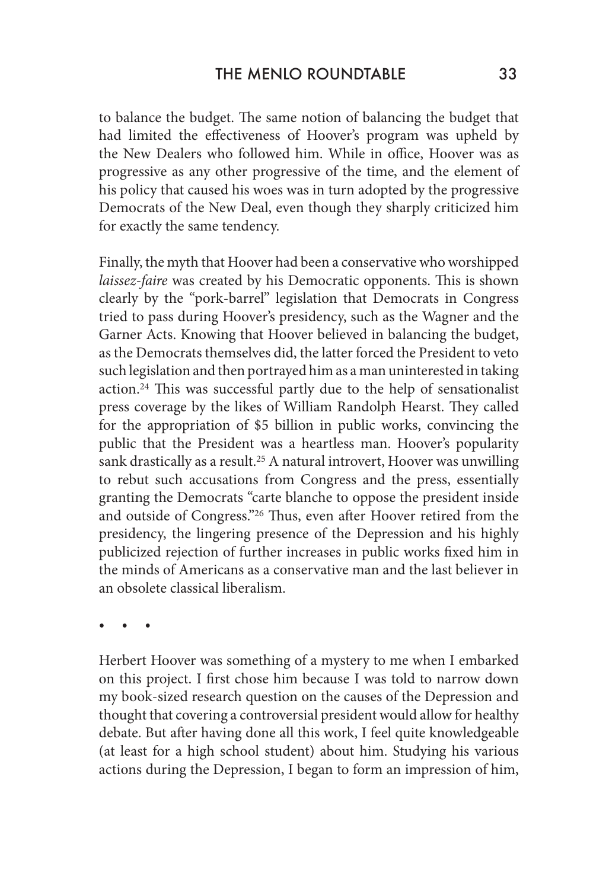to balance the budget. The same notion of balancing the budget that had limited the effectiveness of Hoover's program was upheld by the New Dealers who followed him. While in office, Hoover was as progressive as any other progressive of the time, and the element of his policy that caused his woes was in turn adopted by the progressive Democrats of the New Deal, even though they sharply criticized him for exactly the same tendency.

Finally, the myth that Hoover had been a conservative who worshipped *laissez-faire* was created by his Democratic opponents. This is shown clearly by the "pork-barrel" legislation that Democrats in Congress tried to pass during Hoover's presidency, such as the Wagner and the Garner Acts. Knowing that Hoover believed in balancing the budget, as the Democrats themselves did, the latter forced the President to veto such legislation and then portrayed him as a man uninterested in taking action.[24] This was successful partly due to the help of sensationalist press coverage by the likes of William Randolph Hearst. They called for the appropriation of $5 billion in public works, convincing the public that the President was a heartless man. Hoover's popularity sank drastically as a result.[25] A natural introvert, Hoover was unwilling to rebut such accusations from Congress and the press, essentially granting the Democrats "carte blanche to oppose the president inside and outside of Congress."[26] Thus, even after Hoover retired from the presidency, the lingering presence of the Depression and his highly publicized rejection of further increases in public works fixed him in the minds of Americans as a conservative man and the last believer in an obsolete classical liberalism.

• • •

Herbert Hoover was something of a mystery to me when I embarked on this project. I first chose him because I was told to narrow down my book-sized research question on the causes of the Depression and thought that covering a controversial president would allow for healthy debate. But after having done all this work, I feel quite knowledgeable (at least for a high school student) about him. Studying his various actions during the Depression, I began to form an impression of him,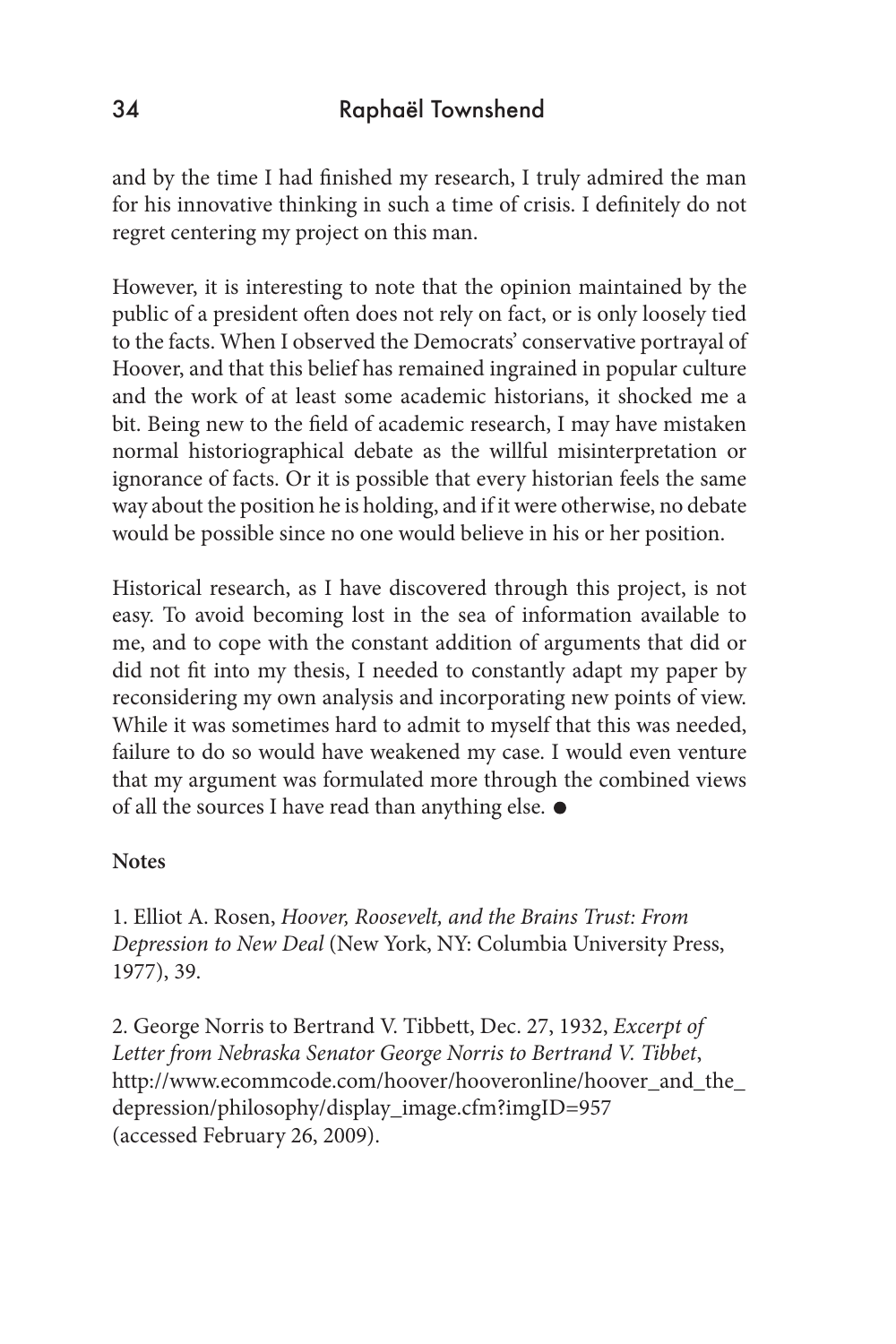and by the time I had finished my research, I truly admired the man for his innovative thinking in such a time of crisis. I definitely do not regret centering my project on this man.

However, it is interesting to note that the opinion maintained by the public of a president often does not rely on fact, or is only loosely tied to the facts. When I observed the Democrats' conservative portrayal of Hoover, and that this belief has remained ingrained in popular culture and the work of at least some academic historians, it shocked me a bit. Being new to the field of academic research, I may have mistaken normal historiographical debate as the willful misinterpretation or ignorance of facts. Or it is possible that every historian feels the same way about the position he is holding, and if it were otherwise, no debate would be possible since no one would believe in his or her position.

Historical research, as I have discovered through this project, is not easy. To avoid becoming lost in the sea of information available to me, and to cope with the constant addition of arguments that did or did not fit into my thesis, I needed to constantly adapt my paper by reconsidering my own analysis and incorporating new points of view. While it was sometimes hard to admit to myself that this was needed, failure to do so would have weakened my case. I would even venture that my argument was formulated more through the combined views of all the sources I have read than anything else. ●

**Notes**

1. Elliot A. Rosen, *Hoover, Roosevelt, and the Brains Trust: From Depression to New Deal* (New York, NY: Columbia University Press, 1977), 39.

2. George Norris to Bertrand V. Tibbett, Dec. 27, 1932, *Excerpt of Letter from Nebraska Senator George Norris to Bertrand V. Tibbet*, http://www.ecommcode.com/hoover/hooveronline/hoover_and_the_depression/philosophy/display_image.cfm?imgID=957 (accessed February 26, 2009).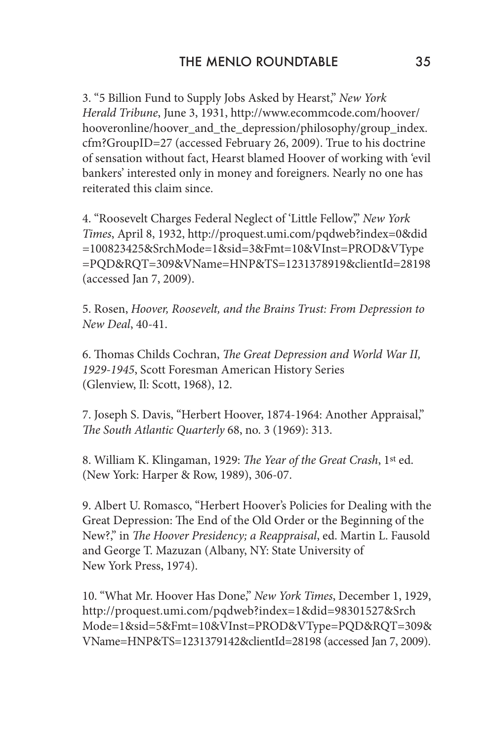3. "5 Billion Fund to Supply Jobs Asked by Hearst," *New York Herald Tribune*, June 3, 1931, http://www.ecommcode.com/hoover/hooveronline/hoover_and_the_depression/philosophy/group_index.cfm?GroupID=27 (accessed February 26, 2009). True to his doctrine of sensation without fact, Hearst blamed Hoover of working with 'evil bankers' interested only in money and foreigners. Nearly no one has reiterated this claim since.

4. "Roosevelt Charges Federal Neglect of 'Little Fellow,'" *New York Times*, April 8, 1932, http://proquest.umi.com/pqdweb?index=0&did=100823425&SrchMode=1&sid=3&Fmt=10&VInst=PROD&VType=PQD&RQT=309&VName=HNP&TS=1231378919&clientId=28198 (accessed Jan 7, 2009).

5. Rosen, *Hoover, Roosevelt, and the Brains Trust: From Depression to New Deal*, 40-41.

6. Thomas Childs Cochran, *The Great Depression and World War II, 1929-1945*, Scott Foresman American History Series (Glenview, Il: Scott, 1968), 12.

7. Joseph S. Davis, "Herbert Hoover, 1874-1964: Another Appraisal," *The South Atlantic Quarterly* 68, no. 3 (1969): 313.

8. William K. Klingaman, 1929: *The Year of the Great Crash*, 1st ed. (New York: Harper & Row, 1989), 306-07.

9. Albert U. Romasco, "Herbert Hoover's Policies for Dealing with the Great Depression: The End of the Old Order or the Beginning of the New?," in *The Hoover Presidency; a Reappraisal*, ed. Martin L. Fausold and George T. Mazuzan (Albany, NY: State University of New York Press, 1974).

10. "What Mr. Hoover Has Done," *New York Times*, December 1, 1929, http://proquest.umi.com/pqdweb?index=1&did=98301527&SrchMode=1&sid=5&Fmt=10&VInst=PROD&VType=PQD&RQT=309&VName=HNP&TS=1231379142&clientId=28198 (accessed Jan 7, 2009).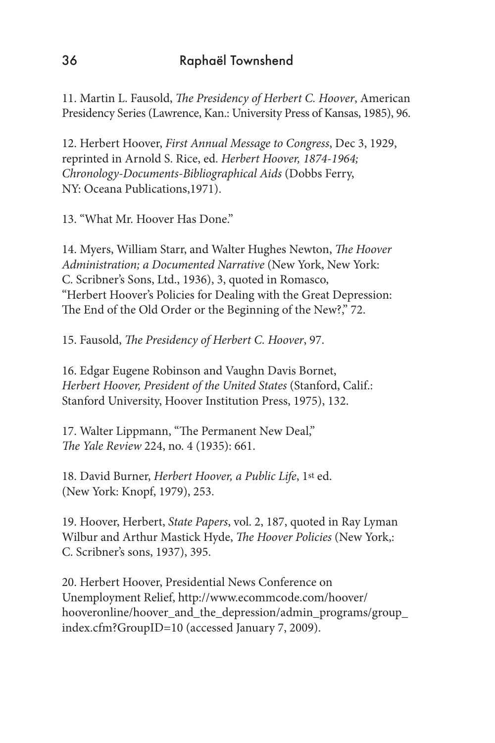11. Martin L. Fausold, *The Presidency of Herbert C. Hoover*, American Presidency Series (Lawrence, Kan.: University Press of Kansas, 1985), 96.

12. Herbert Hoover, *First Annual Message to Congress*, Dec 3, 1929, reprinted in Arnold S. Rice, ed. *Herbert Hoover, 1874-1964; Chronology-Documents-Bibliographical Aids* (Dobbs Ferry, NY: Oceana Publications,1971).

13. "What Mr. Hoover Has Done."

14. Myers, William Starr, and Walter Hughes Newton, *The Hoover Administration; a Documented Narrative* (New York, New York: C. Scribner's Sons, Ltd., 1936), 3, quoted in Romasco, "Herbert Hoover's Policies for Dealing with the Great Depression: The End of the Old Order or the Beginning of the New?," 72.

15. Fausold, *The Presidency of Herbert C. Hoover*, 97.

16. Edgar Eugene Robinson and Vaughn Davis Bornet, *Herbert Hoover, President of the United States* (Stanford, Calif.: Stanford University, Hoover Institution Press, 1975), 132.

17. Walter Lippmann, "The Permanent New Deal," *The Yale Review* 224, no. 4 (1935): 661.

18. David Burner, *Herbert Hoover, a Public Life*, 1st ed. (New York: Knopf, 1979), 253.

19. Hoover, Herbert, *State Papers*, vol. 2, 187, quoted in Ray Lyman Wilbur and Arthur Mastick Hyde, *The Hoover Policies* (New York,: C. Scribner's sons, 1937), 395.

20. Herbert Hoover, Presidential News Conference on Unemployment Relief, http://www.ecommcode.com/hoover/hooveronline/hoover_and_the_depression/admin_programs/group_index.cfm?GroupID=10 (accessed January 7, 2009).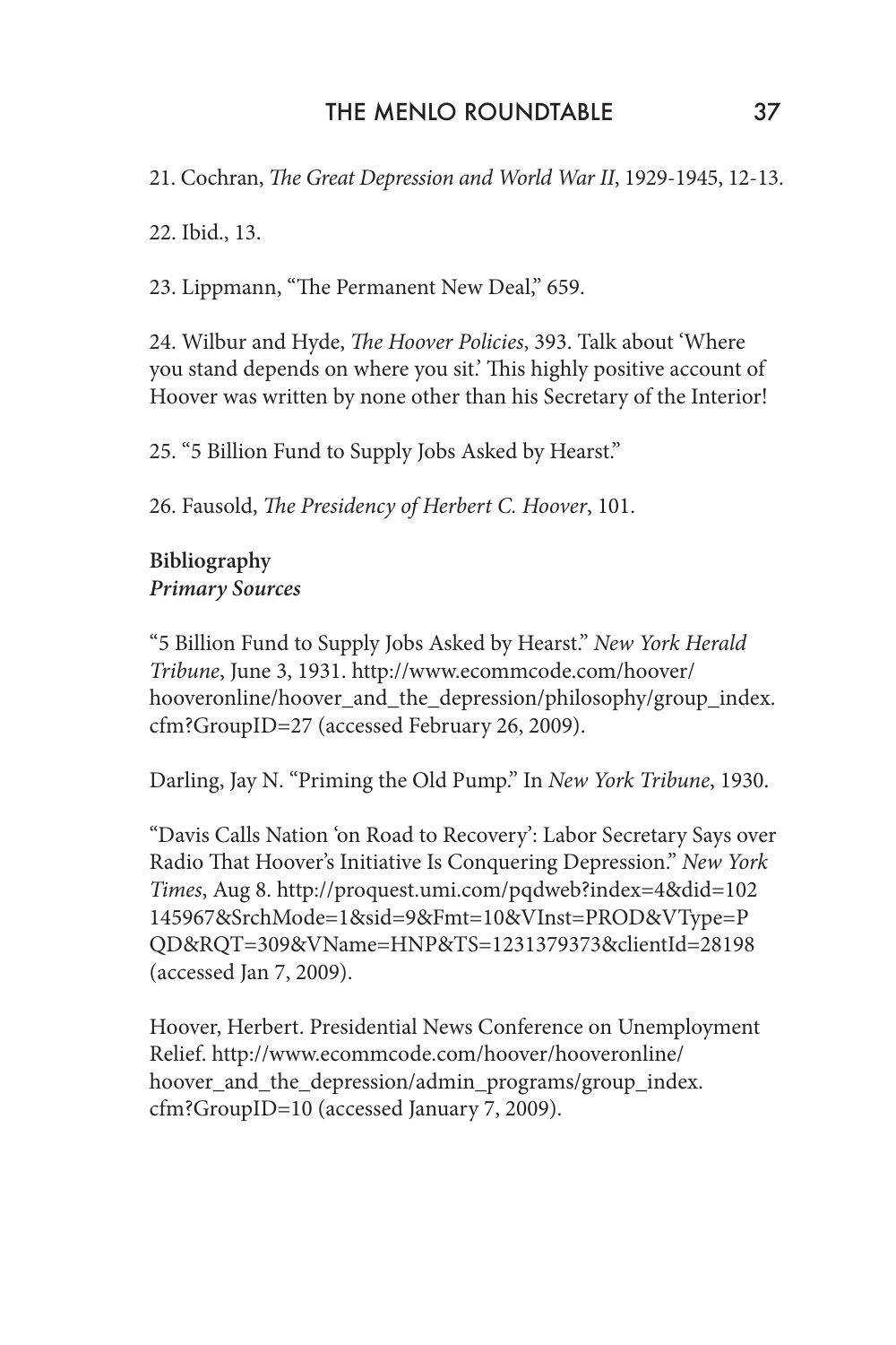21. Cochran, *The Great Depression and World War II*, 1929-1945, 12-13.

22. Ibid., 13.

23. Lippmann, "The Permanent New Deal," 659.

24. Wilbur and Hyde, *The Hoover Policies*, 393. Talk about 'Where you stand depends on where you sit.' This highly positive account of Hoover was written by none other than his Secretary of the Interior!

25. "5 Billion Fund to Supply Jobs Asked by Hearst."

26. Fausold, *The Presidency of Herbert C. Hoover*, 101.

**Bibliography**
***Primary Sources***

"5 Billion Fund to Supply Jobs Asked by Hearst." *New York Herald Tribune*, June 3, 1931. http://www.ecommcode.com/hoover/hooveronline/hoover_and_the_depression/philosophy/group_index.cfm?GroupID=27 (accessed February 26, 2009).

Darling, Jay N. "Priming the Old Pump." In *New York Tribune*, 1930.

"Davis Calls Nation 'on Road to Recovery': Labor Secretary Says over Radio That Hoover's Initiative Is Conquering Depression." *New York Times*, Aug 8. http://proquest.umi.com/pqdweb?index=4&did=102145967&SrchMode=1&sid=9&Fmt=10&VInst=PROD&VType=PQD&RQT=309&VName=HNP&TS=1231379373&clientId=28198 (accessed Jan 7, 2009).

Hoover, Herbert. Presidential News Conference on Unemployment Relief. http://www.ecommcode.com/hoover/hooveronline/hoover_and_the_depression/admin_programs/group_index.cfm?GroupID=10 (accessed January 7, 2009).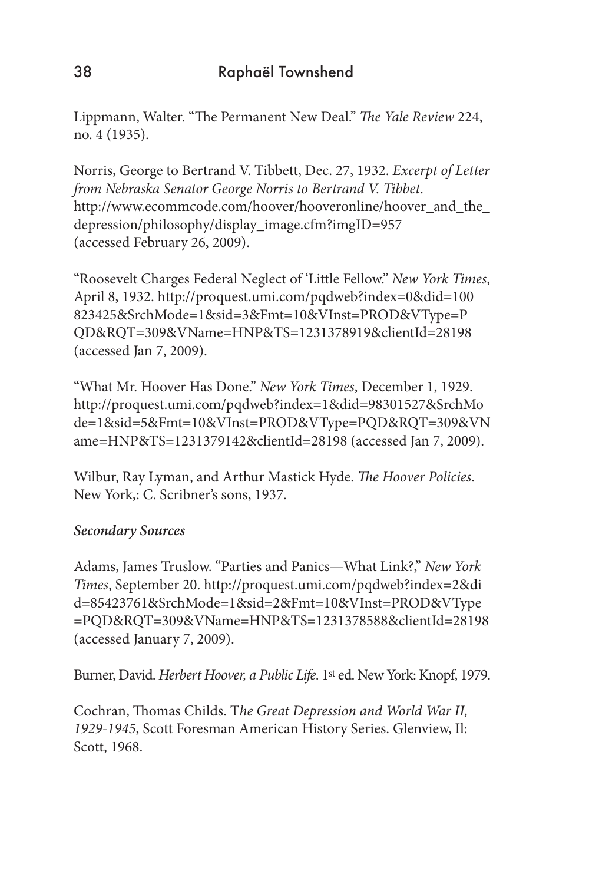Lippmann, Walter. "The Permanent New Deal." *The Yale Review* 224, no. 4 (1935).

Norris, George to Bertrand V. Tibbett, Dec. 27, 1932. *Excerpt of Letter from Nebraska Senator George Norris to Bertrand V. Tibbet*. http://www.ecommcode.com/hoover/hooveronline/hoover_and_the_depression/philosophy/display_image.cfm?imgID=957 (accessed February 26, 2009).

"Roosevelt Charges Federal Neglect of 'Little Fellow." *New York Times*, April 8, 1932. http://proquest.umi.com/pqdweb?index=0&did=100823425&SrchMode=1&sid=3&Fmt=10&VInst=PROD&VType=PQD&RQT=309&VName=HNP&TS=1231378919&clientId=28198 (accessed Jan 7, 2009).

"What Mr. Hoover Has Done." *New York Times*, December 1, 1929. http://proquest.umi.com/pqdweb?index=1&did=98301527&SrchMode=1&sid=5&Fmt=10&VInst=PROD&VType=PQD&RQT=309&VName=HNP&TS=1231379142&clientId=28198 (accessed Jan 7, 2009).

Wilbur, Ray Lyman, and Arthur Mastick Hyde. *The Hoover Policies*. New York,: C. Scribner's sons, 1937.

***Secondary Sources***

Adams, James Truslow. "Parties and Panics—What Link?," *New York Times*, September 20. http://proquest.umi.com/pqdweb?index=2&did=85423761&SrchMode=1&sid=2&Fmt=10&VInst=PROD&VType=PQD&RQT=309&VName=HNP&TS=1231378588&clientId=28198 (accessed January 7, 2009).

Burner, David. *Herbert Hoover, a Public Life*. 1st ed. New York: Knopf, 1979.

Cochran, Thomas Childs. T*he Great Depression and World War II, 1929-1945*, Scott Foresman American History Series. Glenview, Il: Scott, 1968.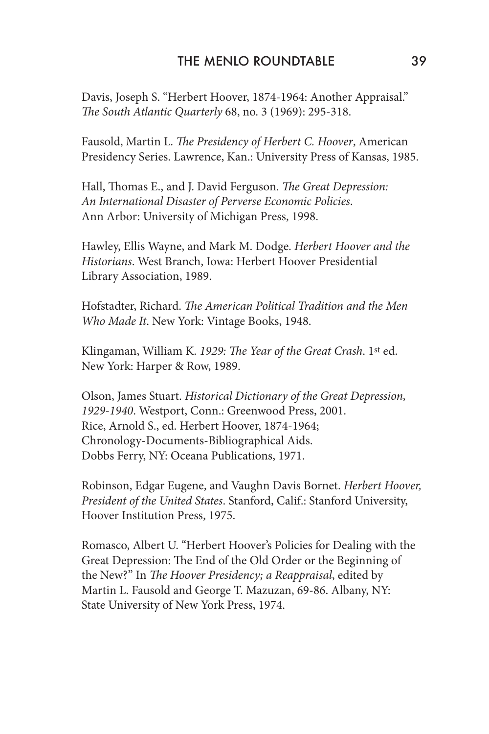Davis, Joseph S. "Herbert Hoover, 1874-1964: Another Appraisal." *The South Atlantic Quarterly* 68, no. 3 (1969): 295-318.

Fausold, Martin L. *The Presidency of Herbert C. Hoover*, American Presidency Series. Lawrence, Kan.: University Press of Kansas, 1985.

Hall, Thomas E., and J. David Ferguson. *The Great Depression: An International Disaster of Perverse Economic Policies*. Ann Arbor: University of Michigan Press, 1998.

Hawley, Ellis Wayne, and Mark M. Dodge. *Herbert Hoover and the Historians*. West Branch, Iowa: Herbert Hoover Presidential Library Association, 1989.

Hofstadter, Richard. *The American Political Tradition and the Men Who Made It*. New York: Vintage Books, 1948.

Klingaman, William K. *1929: The Year of the Great Crash*. 1st ed. New York: Harper & Row, 1989.

Olson, James Stuart. *Historical Dictionary of the Great Depression, 1929-1940*. Westport, Conn.: Greenwood Press, 2001.
Rice, Arnold S., ed. Herbert Hoover, 1874-1964; Chronology-Documents-Bibliographical Aids. Dobbs Ferry, NY: Oceana Publications, 1971.

Robinson, Edgar Eugene, and Vaughn Davis Bornet. *Herbert Hoover, President of the United States*. Stanford, Calif.: Stanford University, Hoover Institution Press, 1975.

Romasco, Albert U. "Herbert Hoover's Policies for Dealing with the Great Depression: The End of the Old Order or the Beginning of the New?" In *The Hoover Presidency; a Reappraisal*, edited by Martin L. Fausold and George T. Mazuzan, 69-86. Albany, NY: State University of New York Press, 1974.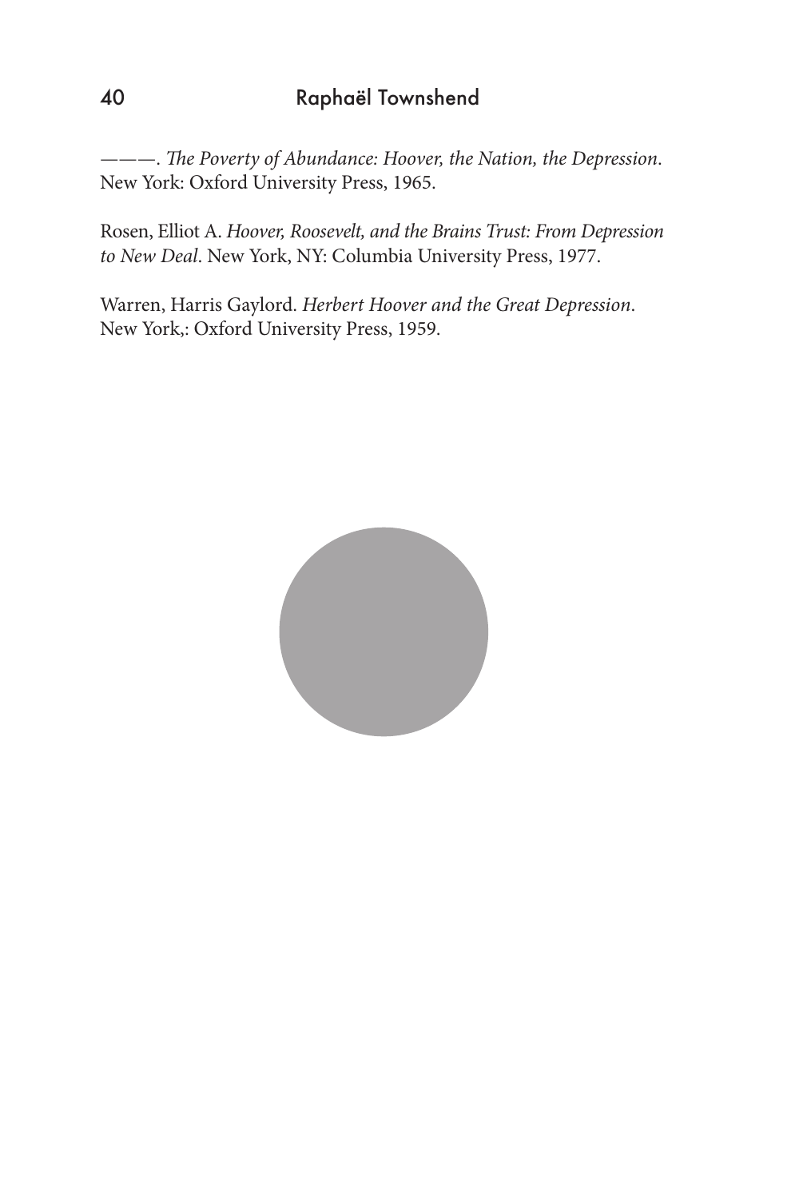———. *The Poverty of Abundance: Hoover, the Nation, the Depression*. New York: Oxford University Press, 1965.

Rosen, Elliot A. *Hoover, Roosevelt, and the Brains Trust: From Depression to New Deal*. New York, NY: Columbia University Press, 1977.

Warren, Harris Gaylord. *Herbert Hoover and the Great Depression*. New York,: Oxford University Press, 1959.